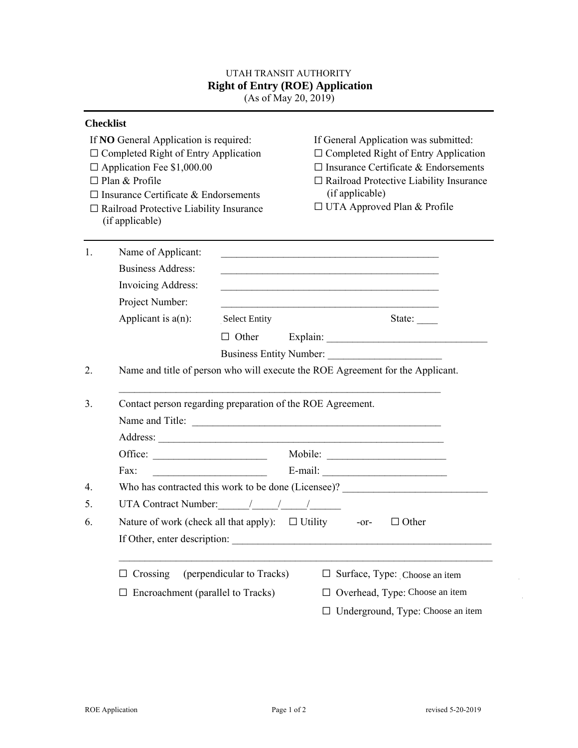UTAH TRANSIT AUTHORITY

# Right of Entry (ROE) Application

(As of May 20, 2019)

---

**Checklist**

If **NO** General Application is required:

- ☐ Completed Right of Entry Application
- ☐ Application Fee $1,000.00
- ☐ Plan & Profile
- ☐ Insurance Certificate & Endorsements
- ☐ Railroad Protective Liability Insurance (if applicable)

If General Application was submitted:

- ☐ Completed Right of Entry Application
- ☐ Insurance Certificate & Endorsements
- ☐ Railroad Protective Liability Insurance (if applicable)
- ☐ UTA Approved Plan & Profile

---

1. Name of Applicant: ____________________________________________

   Business Address: ____________________________________________

   Invoicing Address: ____________________________________________

   Project Number: ____________________________________________

   Applicant is a(n): Select Entity State: ____

   ☐ Other Explain: ________________________________

   Business Entity Number: ______________________

2. Name and title of person who will execute the ROE Agreement for the Applicant.

   ________________________________________________________________

3. Contact person regarding preparation of the ROE Agreement.

   Name and Title: ___________________________________________________

   Address: _________________________________________________________

   Office: ______________________ Mobile: _______________________

   Fax: ______________________ E-mail: ________________________

4. Who has contracted this work to be done (Licensee)? ____________________________

5. UTA Contract Number:______/_____/_____/______

6. Nature of work (check all that apply): ☐ Utility -or- ☐ Other

   If Other, enter description: __________________________________________________

   ___________________________________________________________________________

   ☐ Crossing (perpendicular to Tracks)

   ☐ Encroachment (parallel to Tracks)

   ☐ Surface, Type: Choose an item

   ☐ Overhead, Type: Choose an item

   ☐ Underground, Type: Choose an item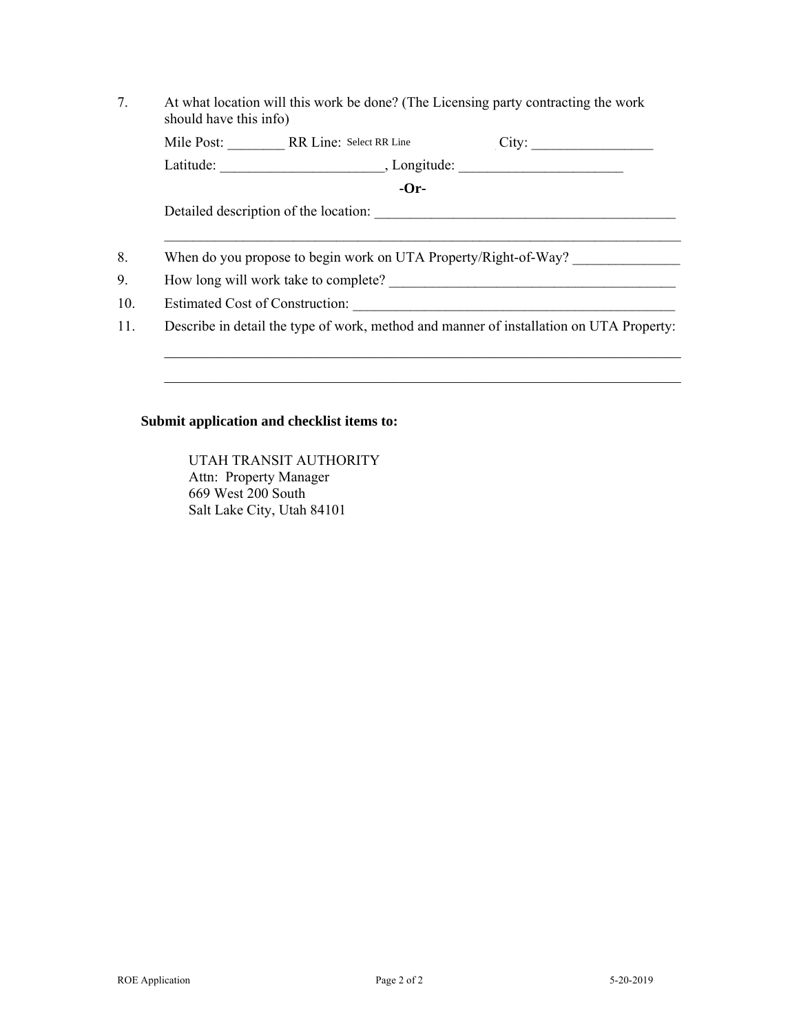7. At what location will this work be done? (The Licensing party contracting the work should have this info)

   Mile Post: ________ RR Line: Select RR Line City: ________________

   Latitude: ______________________, Longitude: ______________________

   **-Or-**

   Detailed description of the location: ________________________________________

   ______________________________________________________________________

8. When do you propose to begin work on UTA Property/Right-of-Way? ______________

9. How long will work take to complete? ________________________________________

10. Estimated Cost of Construction: ____________________________________________

11. Describe in detail the type of work, method and manner of installation on UTA Property:

    ______________________________________________________________________

    ______________________________________________________________________

**Submit application and checklist items to:**

UTAH TRANSIT AUTHORITY
Attn: Property Manager
669 West 200 South
Salt Lake City, Utah 84101